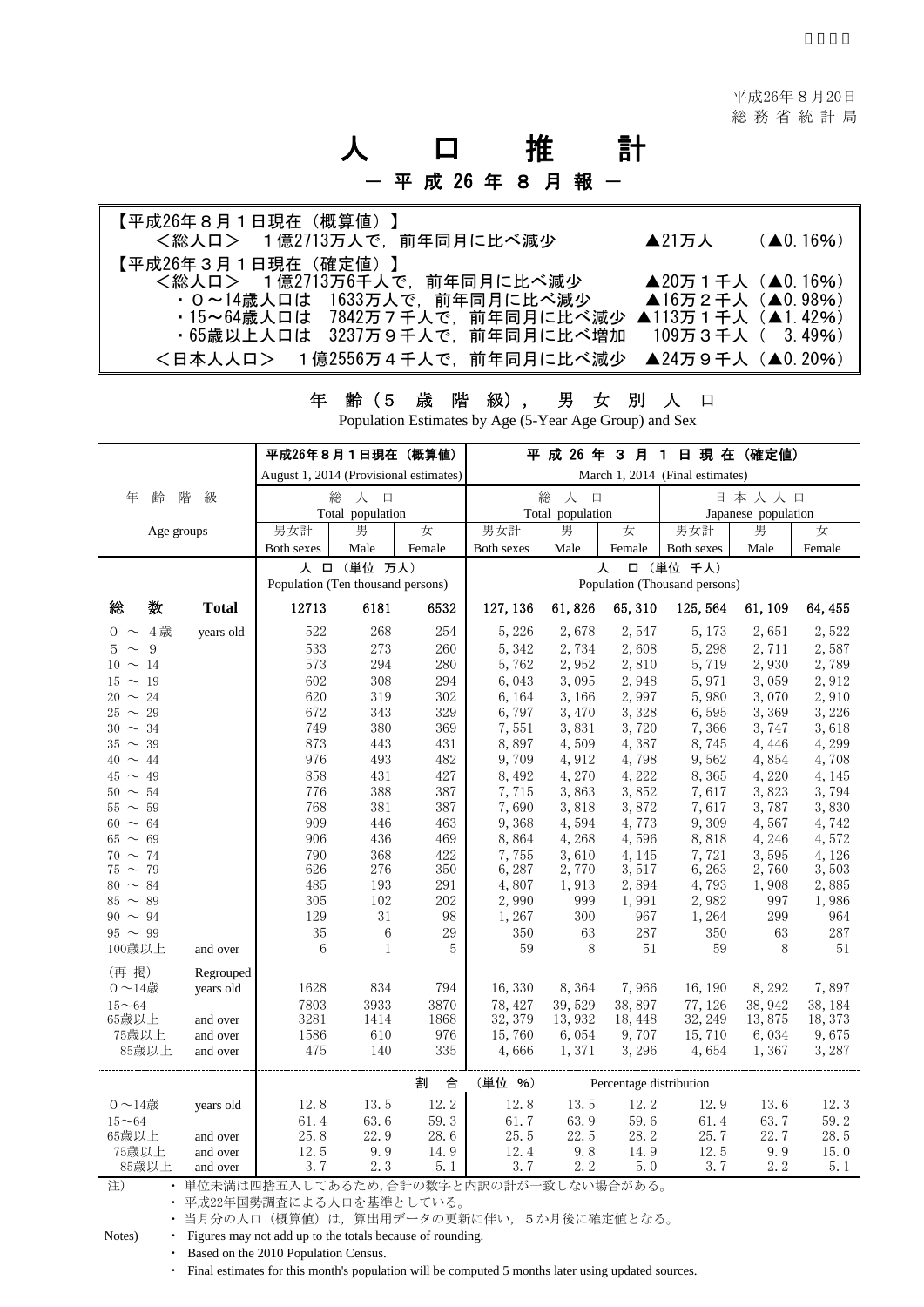平成26年８月20日
総 務 省 統 計 局

# 人　口　推　計

## ― 平 成 26 年 ８ 月 報 ―

【平成26年８月１日現在（概算値）】
＜総人口＞　１億2713万人で，前年同月に比べ減少　▲21万人　（▲0.16%）

【平成26年３月１日現在（確定値）】
＜総人口＞　１億2713万6千人で，前年同月に比べ減少　▲20万１千人（▲0.16%）
・０～14歳人口は　1633万人で，前年同月に比べ減少　▲16万２千人（▲0.98%）
・15～64歳人口は　7842万７千人で，前年同月に比べ減少　▲113万１千人（▲1.42%）
・65歳以上人口は　3237万９千人で，前年同月に比べ増加　109万３千人（　3.49%）

＜日本人人口＞　１億2556万４千人で，前年同月に比べ減少　▲24万９千人（▲0.20%）

### 年　齢（5　歳　階　級），　男　女　別　人　口
Population Estimates by Age (5-Year Age Group) and Sex

| 年齢階級 Age groups | | 平成26年８月１日現在（概算値） August 1, 2014 (Provisional estimates) 総人口 Total population | | | 平成26年３月１日現在（確定値） March 1, 2014 (Final estimates) 総人口 Total population | | | 日本人人口 Japanese population | | |
|---|---|---|---|---|---|---|---|---|---|---|
| | | 男女計 Both sexes | 男 Male | 女 Female | 男女計 Both sexes | 男 Male | 女 Female | 男女計 Both sexes | 男 Male | 女 Female |
| | | 人口（単位 万人） Population (Ten thousand persons) | | | 人口（単位 千人） Population (Thousand persons) | | | | | |
| **総　数** | **Total** | 12713 | 6181 | 6532 | 127, 136 | 61, 826 | 65, 310 | 125, 564 | 61, 109 | 64, 455 |
| 0 ～ 4歳 | years old | 522 | 268 | 254 | 5, 226 | 2, 678 | 2, 547 | 5, 173 | 2, 651 | 2, 522 |
| 5 ～ 9 | | 533 | 273 | 260 | 5, 342 | 2, 734 | 2, 608 | 5, 298 | 2, 711 | 2, 587 |
| 10 ～ 14 | | 573 | 294 | 280 | 5, 762 | 2, 952 | 2, 810 | 5, 719 | 2, 930 | 2, 789 |
| 15 ～ 19 | | 602 | 308 | 294 | 6, 043 | 3, 095 | 2, 948 | 5, 971 | 3, 059 | 2, 912 |
| 20 ～ 24 | | 620 | 319 | 302 | 6, 164 | 3, 166 | 2, 997 | 5, 980 | 3, 070 | 2, 910 |
| 25 ～ 29 | | 672 | 343 | 329 | 6, 797 | 3, 470 | 3, 328 | 6, 595 | 3, 369 | 3, 226 |
| 30 ～ 34 | | 749 | 380 | 369 | 7, 551 | 3, 831 | 3, 720 | 7, 366 | 3, 747 | 3, 618 |
| 35 ～ 39 | | 873 | 443 | 431 | 8, 897 | 4, 509 | 4, 387 | 8, 745 | 4, 446 | 4, 299 |
| 40 ～ 44 | | 976 | 493 | 482 | 9, 709 | 4, 912 | 4, 798 | 9, 562 | 4, 854 | 4, 708 |
| 45 ～ 49 | | 858 | 431 | 427 | 8, 492 | 4, 270 | 4, 222 | 8, 365 | 4, 220 | 4, 145 |
| 50 ～ 54 | | 776 | 388 | 387 | 7, 715 | 3, 863 | 3, 852 | 7, 617 | 3, 823 | 3, 794 |
| 55 ～ 59 | | 768 | 381 | 387 | 7, 690 | 3, 818 | 3, 872 | 7, 617 | 3, 787 | 3, 830 |
| 60 ～ 64 | | 909 | 446 | 463 | 9, 368 | 4, 594 | 4, 773 | 9, 309 | 4, 567 | 4, 742 |
| 65 ～ 69 | | 906 | 436 | 469 | 8, 864 | 4, 268 | 4, 596 | 8, 818 | 4, 246 | 4, 572 |
| 70 ～ 74 | | 790 | 368 | 422 | 7, 755 | 3, 610 | 4, 145 | 7, 721 | 3, 595 | 4, 126 |
| 75 ～ 79 | | 626 | 276 | 350 | 6, 287 | 2, 770 | 3, 517 | 6, 263 | 2, 760 | 3, 503 |
| 80 ～ 84 | | 485 | 193 | 291 | 4, 807 | 1, 913 | 2, 894 | 4, 793 | 1, 908 | 2, 885 |
| 85 ～ 89 | | 305 | 102 | 202 | 2, 990 | 999 | 1, 991 | 2, 982 | 997 | 1, 986 |
| 90 ～ 94 | | 129 | 31 | 98 | 1, 267 | 300 | 967 | 1, 264 | 299 | 964 |
| 95 ～ 99 | | 35 | 6 | 29 | 350 | 63 | 287 | 350 | 63 | 287 |
| 100歳以上 | and over | 6 | 1 | 5 | 59 | 8 | 51 | 59 | 8 | 51 |
| （再 掲） | Regrouped | | | | | | | | | |
| 0～14歳 | years old | 1628 | 834 | 794 | 16, 330 | 8, 364 | 7, 966 | 16, 190 | 8, 292 | 7, 897 |
| 15～64 | | 7803 | 3933 | 3870 | 78, 427 | 39, 529 | 38, 897 | 77, 126 | 38, 942 | 38, 184 |
| 65歳以上 | and over | 3281 | 1414 | 1868 | 32, 379 | 13, 932 | 18, 448 | 32, 249 | 13, 875 | 18, 373 |
| 75歳以上 | and over | 1586 | 610 | 976 | 15, 760 | 6, 054 | 9, 707 | 15, 710 | 6, 034 | 9, 675 |
| 85歳以上 | and over | 475 | 140 | 335 | 4, 666 | 1, 371 | 3, 296 | 4, 654 | 1, 367 | 3, 287 |
| | | 割　合（単位 %） Percentage distribution | | | | | | | | |
| 0～14歳 | years old | 12. 8 | 13. 5 | 12. 2 | 12. 8 | 13. 5 | 12. 2 | 12. 9 | 13. 6 | 12. 3 |
| 15～64 | | 61. 4 | 63. 6 | 59. 3 | 61. 7 | 63. 9 | 59. 6 | 61. 4 | 63. 7 | 59. 2 |
| 65歳以上 | and over | 25. 8 | 22. 9 | 28. 6 | 25. 5 | 22. 5 | 28. 2 | 25. 7 | 22. 7 | 28. 5 |
| 75歳以上 | and over | 12. 5 | 9. 9 | 14. 9 | 12. 4 | 9. 8 | 14. 9 | 12. 5 | 9. 9 | 15. 0 |
| 85歳以上 | and over | 3. 7 | 2. 3 | 5. 1 | 3. 7 | 2. 2 | 5. 0 | 3. 7 | 2. 2 | 5. 1 |

注）
・ 単位未満は四捨五入してあるため，合計の数字と内訳の計が一致しない場合がある。
・ 平成22年国勢調査による人口を基準としている。
・ 当月分の人口（概算値）は，算出用データの更新に伴い，５か月後に確定値となる。

Notes)
・ Figures may not add up to the totals because of rounding.
・ Based on the 2010 Population Census.
・ Final estimates for this month's population will be computed 5 months later using updated sources.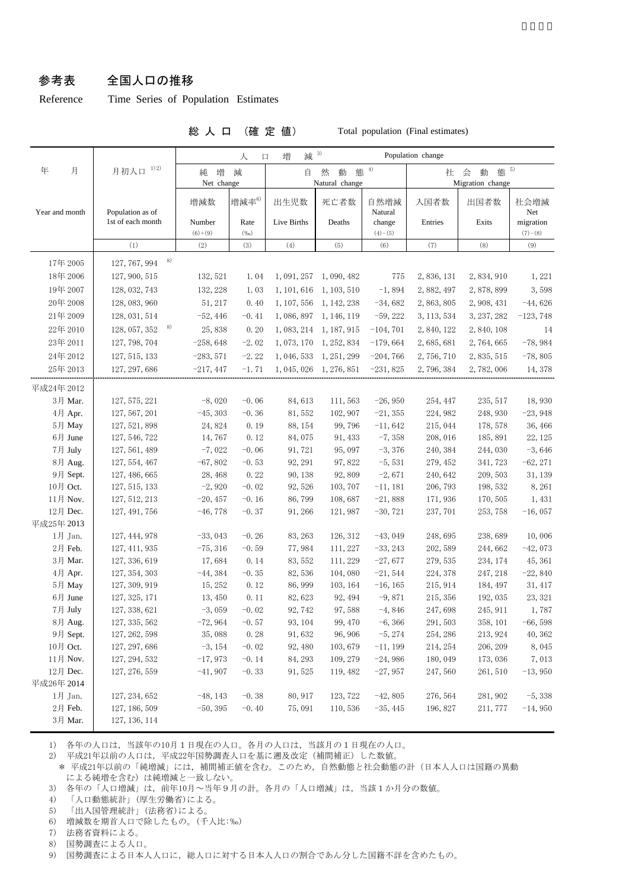## 参考表　全国人口の推移

Reference　Time Series of Population Estimates

総 人 口 （確 定 値）　Total population (Final estimates)

| 年　月 Year and month | 月初人口 1)2) Population as of 1st of each month | 人口増減 3) Population change 純増減 Net change 増減数 Number (6)+(9) | 増減率6) Rate (‰) | 自然動態 4) Natural change 出生児数 Live Births | 死亡者数 Deaths | 自然増減 Natural change (4)-(5) | 社会動態 5) Migration change 入国者数 Entries | 出国者数 Exits | 社会増減 Net migration (7)-(8) |
|---|---|---|---|---|---|---|---|---|---|
| | (1) | (2) | (3) | (4) | (5) | (6) | (7) | (8) | (9) |
| 17年 2005 | 127, 767, 994 8) | | | | | | | | |
| 18年 2006 | 127, 900, 515 | 132, 521 | 1. 04 | 1, 091, 257 | 1, 090, 482 | 775 | 2, 836, 131 | 2, 834, 910 | 1, 221 |
| 19年 2007 | 128, 032, 743 | 132, 228 | 1. 03 | 1, 101, 616 | 1, 103, 510 | −1, 894 | 2, 882, 497 | 2, 878, 899 | 3, 598 |
| 20年 2008 | 128, 083, 960 | 51, 217 | 0. 40 | 1, 107, 556 | 1, 142, 238 | −34, 682 | 2, 863, 805 | 2, 908, 431 | −44, 626 |
| 21年 2009 | 128, 031, 514 | −52, 446 | −0. 41 | 1, 086, 897 | 1, 146, 119 | −59, 222 | 3, 113, 534 | 3, 237, 282 | −123, 748 |
| 22年 2010 | 128, 057, 352 8) | 25, 838 | 0. 20 | 1, 083, 214 | 1, 187, 915 | −104, 701 | 2, 840, 122 | 2, 840, 108 | 14 |
| 23年 2011 | 127, 798, 704 | −258, 648 | −2. 02 | 1, 073, 170 | 1, 252, 834 | −179, 664 | 2, 685, 681 | 2, 764, 665 | −78, 984 |
| 24年 2012 | 127, 515, 133 | −283, 571 | −2. 22 | 1, 046, 533 | 1, 251, 299 | −204, 766 | 2, 756, 710 | 2, 835, 515 | −78, 805 |
| 25年 2013 | 127, 297, 686 | −217, 447 | −1. 71 | 1, 045, 026 | 1, 276, 851 | −231, 825 | 2, 796, 384 | 2, 782, 006 | 14, 378 |
| 平成24年 2012 | | | | | | | | | |
| 3月 Mar. | 127, 575, 221 | −8, 020 | −0. 06 | 84, 613 | 111, 563 | −26, 950 | 254, 447 | 235, 517 | 18, 930 |
| 4月 Apr. | 127, 567, 201 | −45, 303 | −0. 36 | 81, 552 | 102, 907 | −21, 355 | 224, 982 | 248, 930 | −23, 948 |
| 5月 May | 127, 521, 898 | 24, 824 | 0. 19 | 88, 154 | 99, 796 | −11, 642 | 215, 044 | 178, 578 | 36, 466 |
| 6月 June | 127, 546, 722 | 14, 767 | 0. 12 | 84, 075 | 91, 433 | −7, 358 | 208, 016 | 185, 891 | 22, 125 |
| 7月 July | 127, 561, 489 | −7, 022 | −0. 06 | 91, 721 | 95, 097 | −3, 376 | 240, 384 | 244, 030 | −3, 646 |
| 8月 Aug. | 127, 554, 467 | −67, 802 | −0. 53 | 92, 291 | 97, 822 | −5, 531 | 279, 452 | 341, 723 | −62, 271 |
| 9月 Sept. | 127, 486, 665 | 28, 468 | 0. 22 | 90, 138 | 92, 809 | −2, 671 | 240, 642 | 209, 503 | 31, 139 |
| 10月 Oct. | 127, 515, 133 | −2, 920 | −0. 02 | 92, 526 | 103, 707 | −11, 181 | 206, 793 | 198, 532 | 8, 261 |
| 11月 Nov. | 127, 512, 213 | −20, 457 | −0. 16 | 86, 799 | 108, 687 | −21, 888 | 171, 936 | 170, 505 | 1, 431 |
| 12月 Dec. | 127, 491, 756 | −46, 778 | −0. 37 | 91, 266 | 121, 987 | −30, 721 | 237, 701 | 253, 758 | −16, 057 |
| 平成25年 2013 | | | | | | | | | |
| 1月 Jan. | 127, 444, 978 | −33, 043 | −0. 26 | 83, 263 | 126, 312 | −43, 049 | 248, 695 | 238, 689 | 10, 006 |
| 2月 Feb. | 127, 411, 935 | −75, 316 | −0. 59 | 77, 984 | 111, 227 | −33, 243 | 202, 589 | 244, 662 | −42, 073 |
| 3月 Mar. | 127, 336, 619 | 17, 684 | 0. 14 | 83, 552 | 111, 229 | −27, 677 | 279, 535 | 234, 174 | 45, 361 |
| 4月 Apr. | 127, 354, 303 | −44, 384 | −0. 35 | 82, 536 | 104, 080 | −21, 544 | 224, 378 | 247, 218 | −22, 840 |
| 5月 May | 127, 309, 919 | 15, 252 | 0. 12 | 86, 999 | 103, 164 | −16, 165 | 215, 914 | 184, 497 | 31, 417 |
| 6月 June | 127, 325, 171 | 13, 450 | 0. 11 | 82, 623 | 92, 494 | −9, 871 | 215, 356 | 192, 035 | 23, 321 |
| 7月 July | 127, 338, 621 | −3, 059 | −0. 02 | 92, 742 | 97, 588 | −4, 846 | 247, 698 | 245, 911 | 1, 787 |
| 8月 Aug. | 127, 335, 562 | −72, 964 | −0. 57 | 93, 104 | 99, 470 | −6, 366 | 291, 503 | 358, 101 | −66, 598 |
| 9月 Sept. | 127, 262, 598 | 35, 088 | 0. 28 | 91, 632 | 96, 906 | −5, 274 | 254, 286 | 213, 924 | 40, 362 |
| 10月 Oct. | 127, 297, 686 | −3, 154 | −0. 02 | 92, 480 | 103, 679 | −11, 199 | 214, 254 | 206, 209 | 8, 045 |
| 11月 Nov. | 127, 294, 532 | −17, 973 | −0. 14 | 84, 293 | 109, 279 | −24, 986 | 180, 049 | 173, 036 | 7, 013 |
| 12月 Dec. | 127, 276, 559 | −41, 907 | −0. 33 | 91, 525 | 119, 482 | −27, 957 | 247, 560 | 261, 510 | −13, 950 |
| 平成26年 2014 | | | | | | | | | |
| 1月 Jan. | 127, 234, 652 | −48, 143 | −0. 38 | 80, 917 | 123, 722 | −42, 805 | 276, 564 | 281, 902 | −5, 338 |
| 2月 Feb. | 127, 186, 509 | −50, 395 | −0. 40 | 75, 091 | 110, 536 | −35, 445 | 196, 827 | 211, 777 | −14, 950 |
| 3月 Mar. | 127, 136, 114 | | | | | | | | |

1)　各年の人口は，当該年の10月１日現在の人口。各月の人口は，当該月の１日現在の人口。

2)　平成21年以前の人口は，平成22年国勢調査人口を基に遡及改定（補間補正）した数値。

　＊ 平成21年以前の「純増減」には，補間補正値を含む。このため，自然動態と社会動態の計（日本人人口は国籍の異動による純増を含む）は純増減と一致しない。

3)　各年の「人口増減」は，前年10月～当年９月の計。各月の「人口増減」は，当該１か月分の数値。

4)　「人口動態統計」(厚生労働省)による。

5)　「出入国管理統計」(法務省)による。

6)　増減数を期首人口で除したもの。(千人比:‰)

7)　法務省資料による。

8)　国勢調査による人口。

9)　国勢調査による日本人人口に，総人口に対する日本人人口の割合であん分した国籍不詳を含めたもの。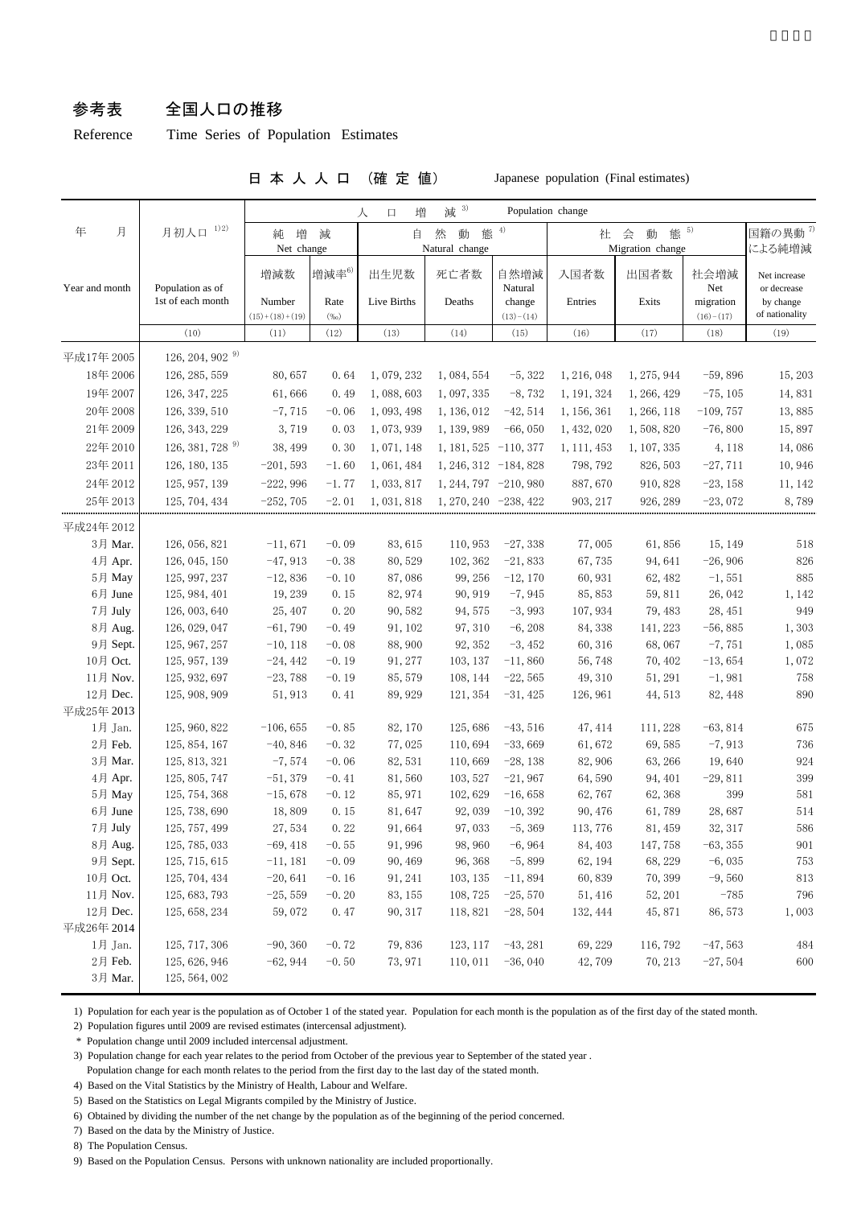## 参考表　全国人口の推移

Reference　Time Series of Population Estimates

日本人口　（確定値）　Japanese population (Final estimates)

| 年　月 Year and month | 月初人口 1)2) Population as of 1st of each month | 人口増減 3) Population change | | | | | | | | 国籍の異動 7) による純増減 |
|---|---|---|---|---|---|---|---|---|---|---|
| | | 純増減 Net change | | 自然動態 4) Natural change | | | 社会動態 5) Migration change | | | |
| | | 増減数 Number (15)+(18)+(19) | 増減率 6) Rate (‰) | 出生児数 Live Births | 死亡者数 Deaths | 自然増減 Natural change (13)−(14) | 入国者数 Entries | 出国者数 Exits | 社会増減 Net migration (16)−(17) | Net increase or decrease by change of nationality |
| | (10) | (11) | (12) | (13) | (14) | (15) | (16) | (17) | (18) | (19) |
| 平成17年 2005 | 126, 204, 902 9) | | | | | | | | | |
| 18年 2006 | 126, 285, 559 | 80, 657 | 0. 64 | 1, 079, 232 | 1, 084, 554 | −5, 322 | 1, 216, 048 | 1, 275, 944 | −59, 896 | 15, 203 |
| 19年 2007 | 126, 347, 225 | 61, 666 | 0. 49 | 1, 088, 603 | 1, 097, 335 | −8, 732 | 1, 191, 324 | 1, 266, 429 | −75, 105 | 14, 831 |
| 20年 2008 | 126, 339, 510 | −7, 715 | −0. 06 | 1, 093, 498 | 1, 136, 012 | −42, 514 | 1, 156, 361 | 1, 266, 118 | −109, 757 | 13, 885 |
| 21年 2009 | 126, 343, 229 | 3, 719 | 0. 03 | 1, 073, 939 | 1, 139, 989 | −66, 050 | 1, 432, 020 | 1, 508, 820 | −76, 800 | 15, 897 |
| 22年 2010 | 126, 381, 728 9) | 38, 499 | 0. 30 | 1, 071, 148 | 1, 181, 525 | −110, 377 | 1, 111, 453 | 1, 107, 335 | 4, 118 | 14, 086 |
| 23年 2011 | 126, 180, 135 | −201, 593 | −1. 60 | 1, 061, 484 | 1, 246, 312 | −184, 828 | 798, 792 | 826, 503 | −27, 711 | 10, 946 |
| 24年 2012 | 125, 957, 139 | −222, 996 | −1. 77 | 1, 033, 817 | 1, 244, 797 | −210, 980 | 887, 670 | 910, 828 | −23, 158 | 11, 142 |
| 25年 2013 | 125, 704, 434 | −252, 705 | −2. 01 | 1, 031, 818 | 1, 270, 240 | −238, 422 | 903, 217 | 926, 289 | −23, 072 | 8, 789 |
| 平成24年 2012 | | | | | | | | | | |
| 3月 Mar. | 126, 056, 821 | −11, 671 | −0. 09 | 83, 615 | 110, 953 | −27, 338 | 77, 005 | 61, 856 | 15, 149 | 518 |
| 4月 Apr. | 126, 045, 150 | −47, 913 | −0. 38 | 80, 529 | 102, 362 | −21, 833 | 67, 735 | 94, 641 | −26, 906 | 826 |
| 5月 May | 125, 997, 237 | −12, 836 | −0. 10 | 87, 086 | 99, 256 | −12, 170 | 60, 931 | 62, 482 | −1, 551 | 885 |
| 6月 June | 125, 984, 401 | 19, 239 | 0. 15 | 82, 974 | 90, 919 | −7, 945 | 85, 853 | 59, 811 | 26, 042 | 1, 142 |
| 7月 July | 126, 003, 640 | 25, 407 | 0. 20 | 90, 582 | 94, 575 | −3, 993 | 107, 934 | 79, 483 | 28, 451 | 949 |
| 8月 Aug. | 126, 029, 047 | −61, 790 | −0. 49 | 91, 102 | 97, 310 | −6, 208 | 84, 338 | 141, 223 | −56, 885 | 1, 303 |
| 9月 Sept. | 125, 967, 257 | −10, 118 | −0. 08 | 88, 900 | 92, 352 | −3, 452 | 60, 316 | 68, 067 | −7, 751 | 1, 085 |
| 10月 Oct. | 125, 957, 139 | −24, 442 | −0. 19 | 91, 277 | 103, 137 | −11, 860 | 56, 748 | 70, 402 | −13, 654 | 1, 072 |
| 11月 Nov. | 125, 932, 697 | −23, 788 | −0. 19 | 85, 579 | 108, 144 | −22, 565 | 49, 310 | 51, 291 | −1, 981 | 758 |
| 12月 Dec. | 125, 908, 909 | 51, 913 | 0. 41 | 89, 929 | 121, 354 | −31, 425 | 126, 961 | 44, 513 | 82, 448 | 890 |
| 平成25年 2013 | | | | | | | | | | |
| 1月 Jan. | 125, 960, 822 | −106, 655 | −0. 85 | 82, 170 | 125, 686 | −43, 516 | 47, 414 | 111, 228 | −63, 814 | 675 |
| 2月 Feb. | 125, 854, 167 | −40, 846 | −0. 32 | 77, 025 | 110, 694 | −33, 669 | 61, 672 | 69, 585 | −7, 913 | 736 |
| 3月 Mar. | 125, 813, 321 | −7, 574 | −0. 06 | 82, 531 | 110, 669 | −28, 138 | 82, 906 | 63, 266 | 19, 640 | 924 |
| 4月 Apr. | 125, 805, 747 | −51, 379 | −0. 41 | 81, 560 | 103, 527 | −21, 967 | 64, 590 | 94, 401 | −29, 811 | 399 |
| 5月 May | 125, 754, 368 | −15, 678 | −0. 12 | 85, 971 | 102, 629 | −16, 658 | 62, 767 | 62, 368 | 399 | 581 |
| 6月 June | 125, 738, 690 | 18, 809 | 0. 15 | 81, 647 | 92, 039 | −10, 392 | 90, 476 | 61, 789 | 28, 687 | 514 |
| 7月 July | 125, 757, 499 | 27, 534 | 0. 22 | 91, 664 | 97, 033 | −5, 369 | 113, 776 | 81, 459 | 32, 317 | 586 |
| 8月 Aug. | 125, 785, 033 | −69, 418 | −0. 55 | 91, 996 | 98, 960 | −6, 964 | 84, 403 | 147, 758 | −63, 355 | 901 |
| 9月 Sept. | 125, 715, 615 | −11, 181 | −0. 09 | 90, 469 | 96, 368 | −5, 899 | 62, 194 | 68, 229 | −6, 035 | 753 |
| 10月 Oct. | 125, 704, 434 | −20, 641 | −0. 16 | 91, 241 | 103, 135 | −11, 894 | 60, 839 | 70, 399 | −9, 560 | 813 |
| 11月 Nov. | 125, 683, 793 | −25, 559 | −0. 20 | 83, 155 | 108, 725 | −25, 570 | 51, 416 | 52, 201 | −785 | 796 |
| 12月 Dec. | 125, 658, 234 | 59, 072 | 0. 47 | 90, 317 | 118, 821 | −28, 504 | 132, 444 | 45, 871 | 86, 573 | 1, 003 |
| 平成26年 2014 | | | | | | | | | | |
| 1月 Jan. | 125, 717, 306 | −90, 360 | −0. 72 | 79, 836 | 123, 117 | −43, 281 | 69, 229 | 116, 792 | −47, 563 | 484 |
| 2月 Feb. | 125, 626, 946 | −62, 944 | −0. 50 | 73, 971 | 110, 011 | −36, 040 | 42, 709 | 70, 213 | −27, 504 | 600 |
| 3月 Mar. | 125, 564, 002 | | | | | | | | | |

1) Population for each year is the population as of October 1 of the stated year. Population for each month is the population as of the first day of the stated month.

2) Population figures until 2009 are revised estimates (intercensal adjustment).

\* Population change until 2009 included intercensal adjustment.

3) Population change for each year relates to the period from October of the previous year to September of the stated year .
Population change for each month relates to the period from the first day to the last day of the stated month.

4) Based on the Vital Statistics by the Ministry of Health, Labour and Welfare.

5) Based on the Statistics on Legal Migrants compiled by the Ministry of Justice.

6) Obtained by dividing the number of the net change by the population as of the beginning of the period concerned.

7) Based on the data by the Ministry of Justice.

8) The Population Census.

9) Based on the Population Census. Persons with unknown nationality are included proportionally.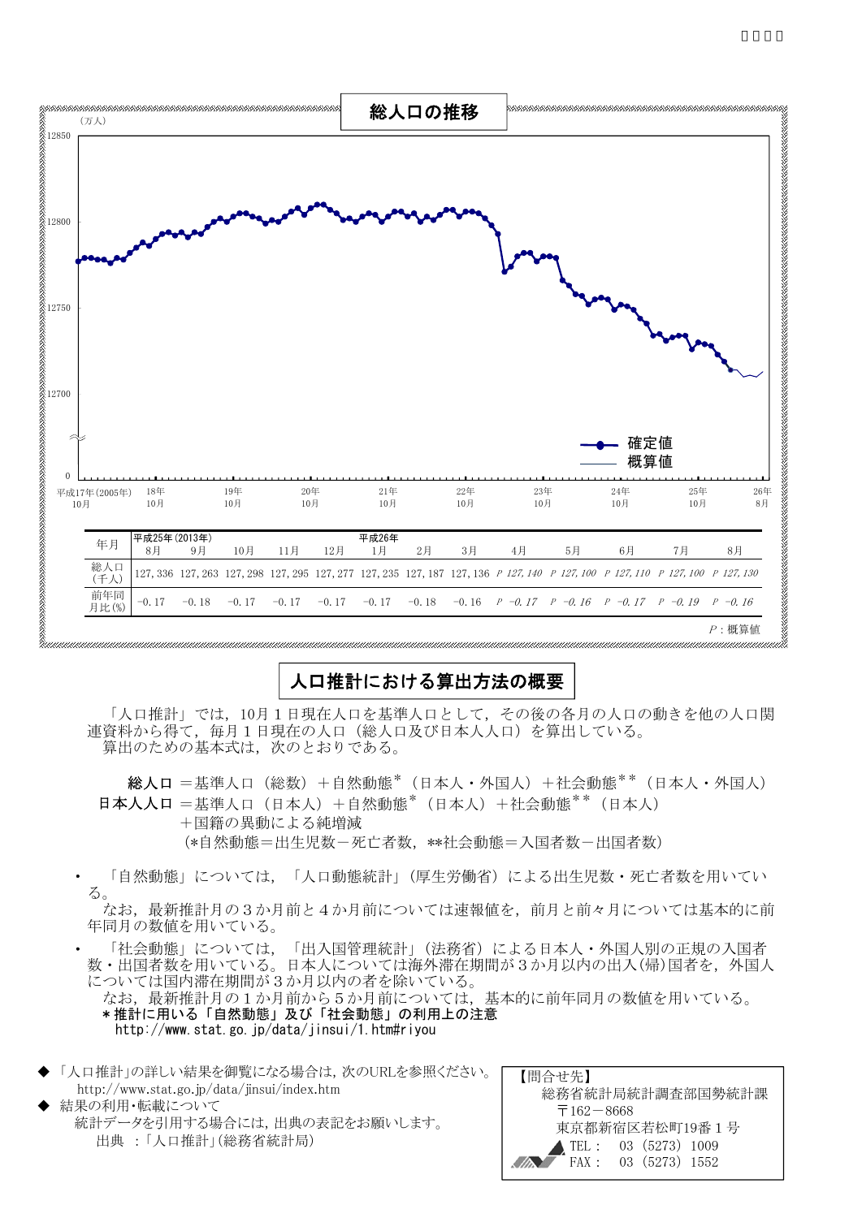## 総人口の推移

（万人）

12850

12800

12750

12700

0

平成17年(2005年) 10月　18年 10月　19年 10月　20年 10月　21年 10月　22年 10月　23年 10月　24年 10月　25年 10月　26年 8月

確定値

概算値

| 年月 | 平成25年(2013年) 8月 | 9月 | 10月 | 11月 | 12月 | 平成26年 1月 | 2月 | 3月 | 4月 | 5月 | 6月 | 7月 | 8月 |
|---|---|---|---|---|---|---|---|---|---|---|---|---|---|
| 総人口（千人） | 127, 336 | 127, 263 | 127, 298 | 127, 295 | 127, 277 | 127, 235 | 127, 187 | 127, 136 | *P 127, 140* | *P 127, 100* | *P 127, 110* | *P 127, 100* | *P 127, 130* |
| 前年同月比(%) | −0. 17 | −0. 18 | −0. 17 | −0. 17 | −0. 17 | −0. 17 | −0. 18 | −0. 16 | *P −0. 17* | *P −0. 16* | *P −0. 17* | *P −0. 19* | *P −0. 16* |

*P*：概算値

## 人口推計における算出方法の概要

「人口推計」では，10月１日現在人口を基準人口として，その後の各月の人口の動きを他の人口関連資料から得て，毎月１日現在の人口（総人口及び日本人人口）を算出している。

算出のための基本式は，次のとおりである。

**総人口** ＝基準人口（総数）＋自然動態*（日本人・外国人）＋社会動態**（日本人・外国人）

**日本人人口** ＝基準人口（日本人）＋自然動態*（日本人）＋社会動態**（日本人）
＋国籍の異動による純増減
（*自然動態＝出生児数－死亡者数，**社会動態＝入国者数－出国者数）

- 「自然動態」については，「人口動態統計」（厚生労働省）による出生児数・死亡者数を用いている。
  なお，最新推計月の３か月前と４か月前については速報値を，前月と前々月については基本的に前年同月の数値を用いている。
- 「社会動態」については，「出入国管理統計」（法務省）による日本人・外国人別の正規の入国者数・出国者数を用いている。日本人については海外滞在期間が３か月以内の出入(帰)国者を，外国人については国内滞在期間が３か月以内の者を除いている。
  なお，最新推計月の１か月前から５か月前については，基本的に前年同月の数値を用いている。
  **＊推計に用いる「自然動態」及び「社会動態」の利用上の注意**
  http://www.stat.go.jp/data/jinsui/1.htm#riyou

◆「人口推計」の詳しい結果を御覧になる場合は，次のURLを参照ください。
http://www.stat.go.jp/data/jinsui/index.htm

◆ 結果の利用･転載について
統計データを引用する場合には，出典の表記をお願いします。
出典 ：「人口推計」(総務省統計局)

【問合せ先】
総務省統計局統計調査部国勢統計課
〒162－8668
東京都新宿区若松町19番１号
TEL： 03（5273）1009
FAX： 03（5273）1552